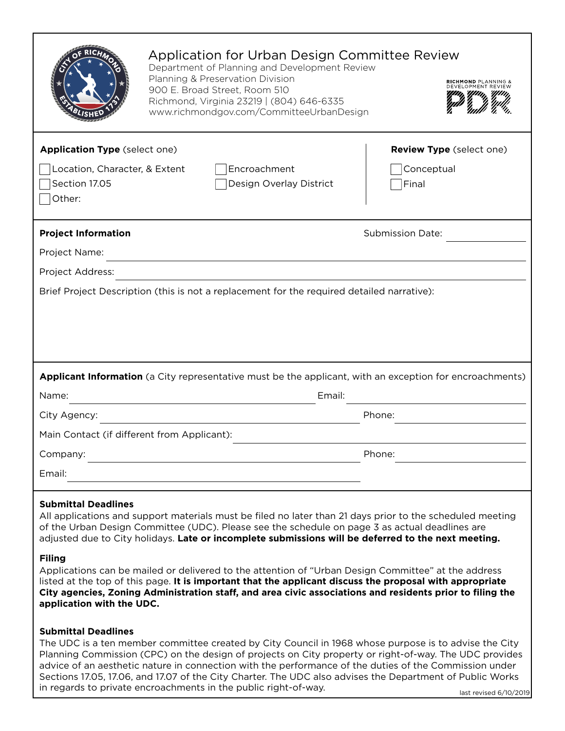# Application for Urban Design Committee Review

Department of Planning and Development Review
Planning & Preservation Division
900 E. Broad Street, Room 510
Richmond, Virginia 23219 | (804) 646-6335
www.richmondgov.com/CommitteeUrbanDesign

RICHMOND PLANNING & DEVELOPMENT REVIEW
PDR

**Application Type** (select one)

- ☐ Location, Character, & Extent
- ☐ Encroachment
- ☐ Section 17.05
- ☐ Design Overlay District
- ☐ Other:

**Review Type** (select one)

- ☐ Conceptual
- ☐ Final

**Project Information**

Submission Date: ____________

Project Name: ____________

Project Address: ____________

Brief Project Description (this is not a replacement for the required detailed narrative):

**Applicant Information** (a City representative must be the applicant, with an exception for encroachments)

Name: ____________ Email: ____________

City Agency: ____________ Phone: ____________

Main Contact (if different from Applicant): ____________

Company: ____________ Phone: ____________

Email: ____________

**Submittal Deadlines**

All applications and support materials must be filed no later than 21 days prior to the scheduled meeting of the Urban Design Committee (UDC). Please see the schedule on page 3 as actual deadlines are adjusted due to City holidays. **Late or incomplete submissions will be deferred to the next meeting.**

**Filing**

Applications can be mailed or delivered to the attention of "Urban Design Committee" at the address listed at the top of this page. **It is important that the applicant discuss the proposal with appropriate City agencies, Zoning Administration staff, and area civic associations and residents prior to filing the application with the UDC.**

**Submittal Deadlines**

The UDC is a ten member committee created by City Council in 1968 whose purpose is to advise the City Planning Commission (CPC) on the design of projects on City property or right-of-way. The UDC provides advice of an aesthetic nature in connection with the performance of the duties of the Commission under Sections 17.05, 17.06, and 17.07 of the City Charter. The UDC also advises the Department of Public Works in regards to private encroachments in the public right-of-way.

last revised 6/10/2019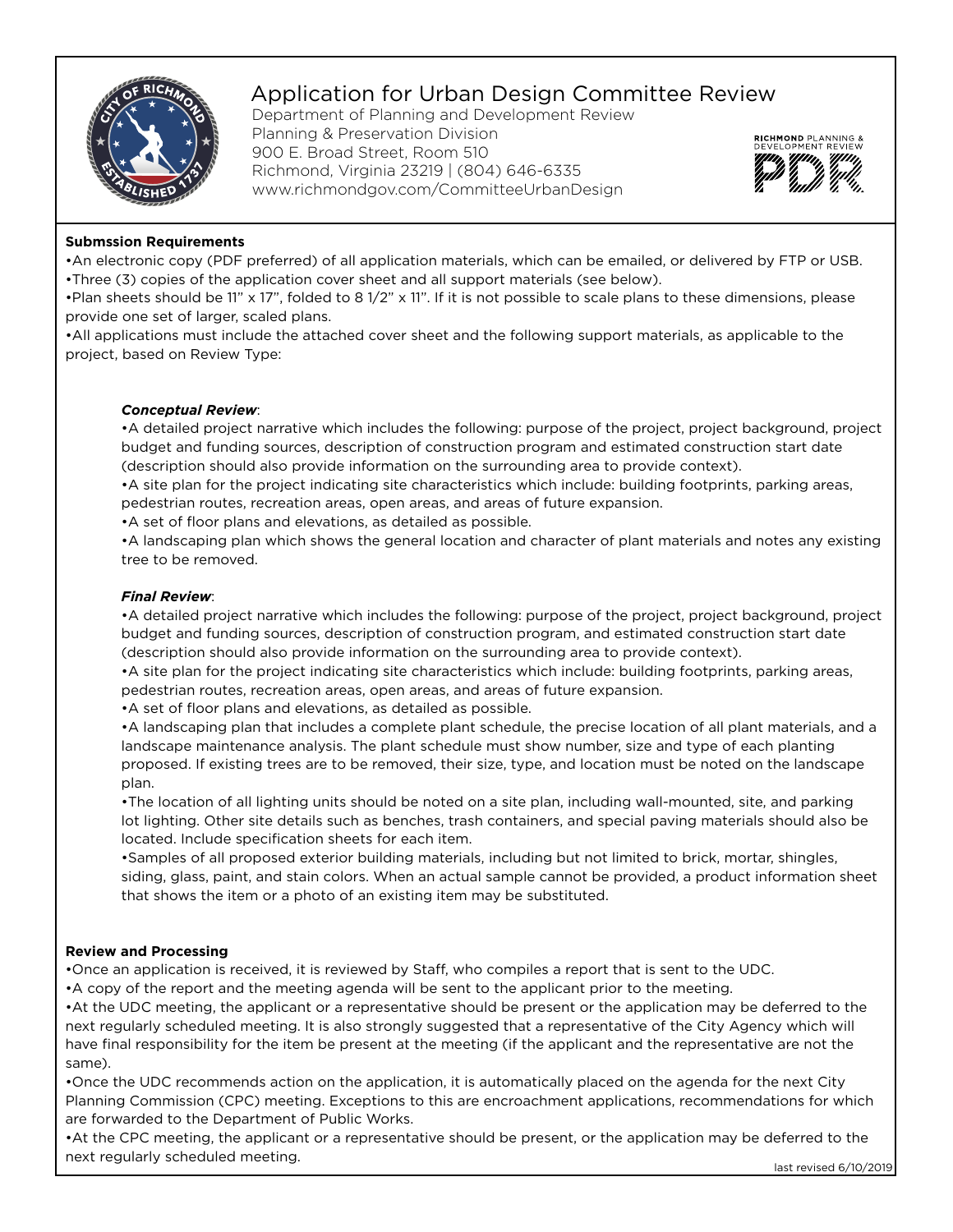# Application for Urban Design Committee Review

Department of Planning and Development Review
Planning & Preservation Division
900 E. Broad Street, Room 510
Richmond, Virginia 23219 | (804) 646-6335
www.richmondgov.com/CommitteeUrbanDesign

RICHMOND PLANNING & DEVELOPMENT REVIEW

PDR

**Submssion Requirements**

•An electronic copy (PDF preferred) of all application materials, which can be emailed, or delivered by FTP or USB.
•Three (3) copies of the application cover sheet and all support materials (see below).
•Plan sheets should be 11" x 17", folded to 8 1/2" x 11". If it is not possible to scale plans to these dimensions, please provide one set of larger, scaled plans.
•All applications must include the attached cover sheet and the following support materials, as applicable to the project, based on Review Type:

***Conceptual Review***:

•A detailed project narrative which includes the following: purpose of the project, project background, project budget and funding sources, description of construction program and estimated construction start date (description should also provide information on the surrounding area to provide context).
•A site plan for the project indicating site characteristics which include: building footprints, parking areas, pedestrian routes, recreation areas, open areas, and areas of future expansion.
•A set of floor plans and elevations, as detailed as possible.
•A landscaping plan which shows the general location and character of plant materials and notes any existing tree to be removed.

***Final Review***:

•A detailed project narrative which includes the following: purpose of the project, project background, project budget and funding sources, description of construction program, and estimated construction start date (description should also provide information on the surrounding area to provide context).
•A site plan for the project indicating site characteristics which include: building footprints, parking areas, pedestrian routes, recreation areas, open areas, and areas of future expansion.
•A set of floor plans and elevations, as detailed as possible.
•A landscaping plan that includes a complete plant schedule, the precise location of all plant materials, and a landscape maintenance analysis. The plant schedule must show number, size and type of each planting proposed. If existing trees are to be removed, their size, type, and location must be noted on the landscape plan.
•The location of all lighting units should be noted on a site plan, including wall-mounted, site, and parking lot lighting. Other site details such as benches, trash containers, and special paving materials should also be located. Include specification sheets for each item.
•Samples of all proposed exterior building materials, including but not limited to brick, mortar, shingles, siding, glass, paint, and stain colors. When an actual sample cannot be provided, a product information sheet that shows the item or a photo of an existing item may be substituted.

**Review and Processing**

•Once an application is received, it is reviewed by Staff, who compiles a report that is sent to the UDC.
•A copy of the report and the meeting agenda will be sent to the applicant prior to the meeting.
•At the UDC meeting, the applicant or a representative should be present or the application may be deferred to the next regularly scheduled meeting. It is also strongly suggested that a representative of the City Agency which will have final responsibility for the item be present at the meeting (if the applicant and the representative are not the same).
•Once the UDC recommends action on the application, it is automatically placed on the agenda for the next City Planning Commission (CPC) meeting. Exceptions to this are encroachment applications, recommendations for which are forwarded to the Department of Public Works.
•At the CPC meeting, the applicant or a representative should be present, or the application may be deferred to the next regularly scheduled meeting.

last revised 6/10/2019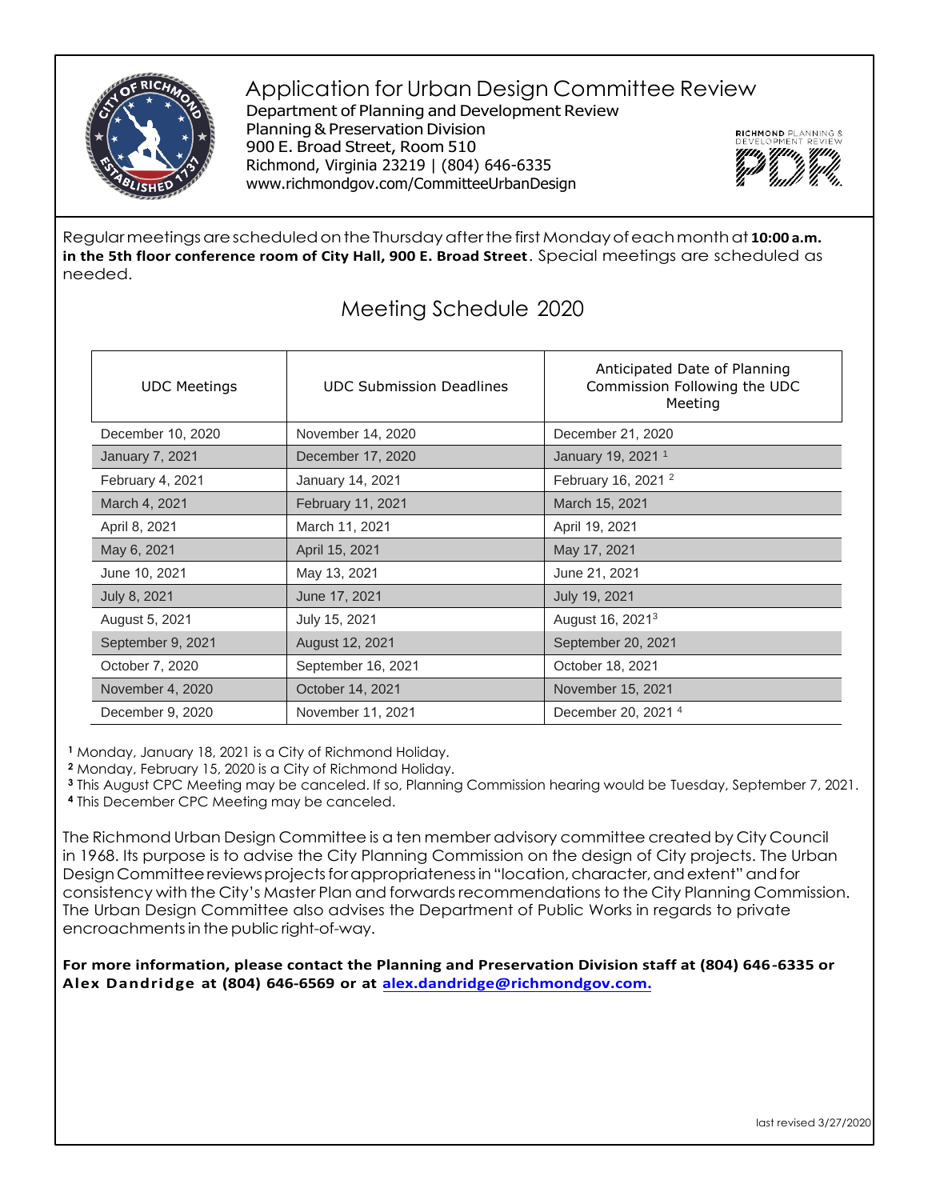# Application for Urban Design Committee Review

Department of Planning and Development Review
Planning & Preservation Division
900 E. Broad Street, Room 510
Richmond, Virginia 23219 | (804) 646-6335
www.richmondgov.com/CommitteeUrbanDesign

RICHMOND PLANNING & DEVELOPMENT REVIEW
PDR

Regular meetings are scheduled on the Thursday after the first Monday of each month at **10:00 a.m. in the 5th floor conference room of City Hall, 900 E. Broad Street**. Special meetings are scheduled as needed.

## Meeting Schedule 2020

| UDC Meetings | UDC Submission Deadlines | Anticipated Date of Planning Commission Following the UDC Meeting |
| --- | --- | --- |
| December 10, 2020 | November 14, 2020 | December 21, 2020 |
| January 7, 2021 | December 17, 2020 | January 19, 2021 [1] |
| February 4, 2021 | January 14, 2021 | February 16, 2021 [2] |
| March 4, 2021 | February 11, 2021 | March 15, 2021 |
| April 8, 2021 | March 11, 2021 | April 19, 2021 |
| May 6, 2021 | April 15, 2021 | May 17, 2021 |
| June 10, 2021 | May 13, 2021 | June 21, 2021 |
| July 8, 2021 | June 17, 2021 | July 19, 2021 |
| August 5, 2021 | July 15, 2021 | August 16, 2021[3] |
| September 9, 2021 | August 12, 2021 | September 20, 2021 |
| October 7, 2020 | September 16, 2021 | October 18, 2021 |
| November 4, 2020 | October 14, 2021 | November 15, 2021 |
| December 9, 2020 | November 11, 2021 | December 20, 2021 [4] |

[1] Monday, January 18, 2021 is a City of Richmond Holiday.
[2] Monday, February 15, 2020 is a City of Richmond Holiday.
[3] This August CPC Meeting may be canceled. If so, Planning Commission hearing would be Tuesday, September 7, 2021.
[4] This December CPC Meeting may be canceled.

The Richmond Urban Design Committee is a ten member advisory committee created by City Council in 1968. Its purpose is to advise the City Planning Commission on the design of City projects. The Urban Design Committee reviews projects for appropriateness in "location, character, and extent" and for consistency with the City's Master Plan and forwards recommendations to the City Planning Commission. The Urban Design Committee also advises the Department of Public Works in regards to private encroachments in the public right-of-way.

**For more information, please contact the Planning and Preservation Division staff at (804) 646-6335 or Alex Dandridge at (804) 646-6569 or at alex.dandridge@richmondgov.com.**

last revised 3/27/2020